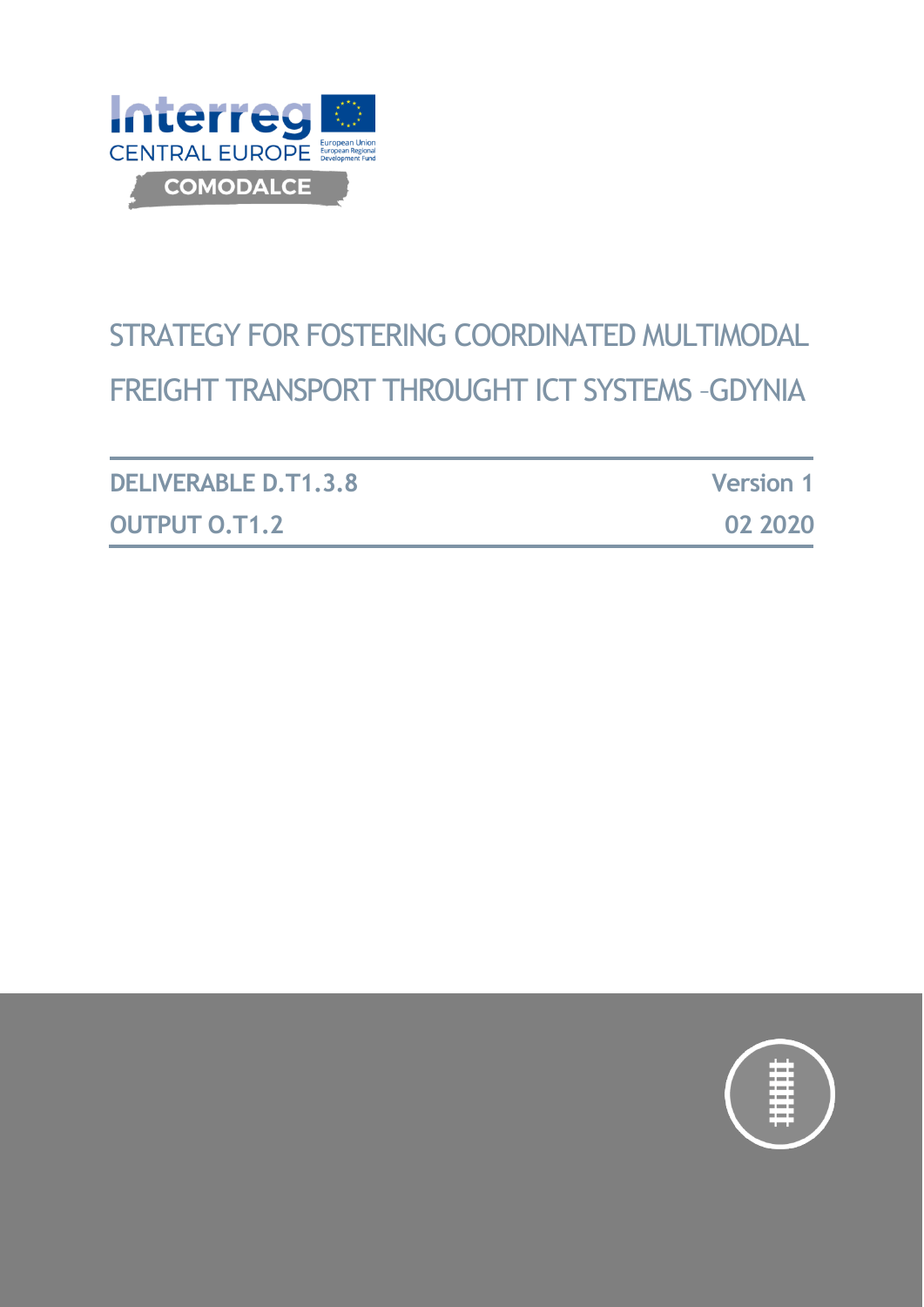Interreg CENTRAL EUROPE

European Union
European Regional Development Fund

COMODALCE

# STRATEGY FOR FOSTERING COORDINATED MULTIMODAL FREIGHT TRANSPORT THROUGHT ICT SYSTEMS –GDYNIA

| DELIVERABLE D.T1.3.8 | Version 1 |
| --- | --- |
| OUTPUT O.T1.2 | 02 2020 |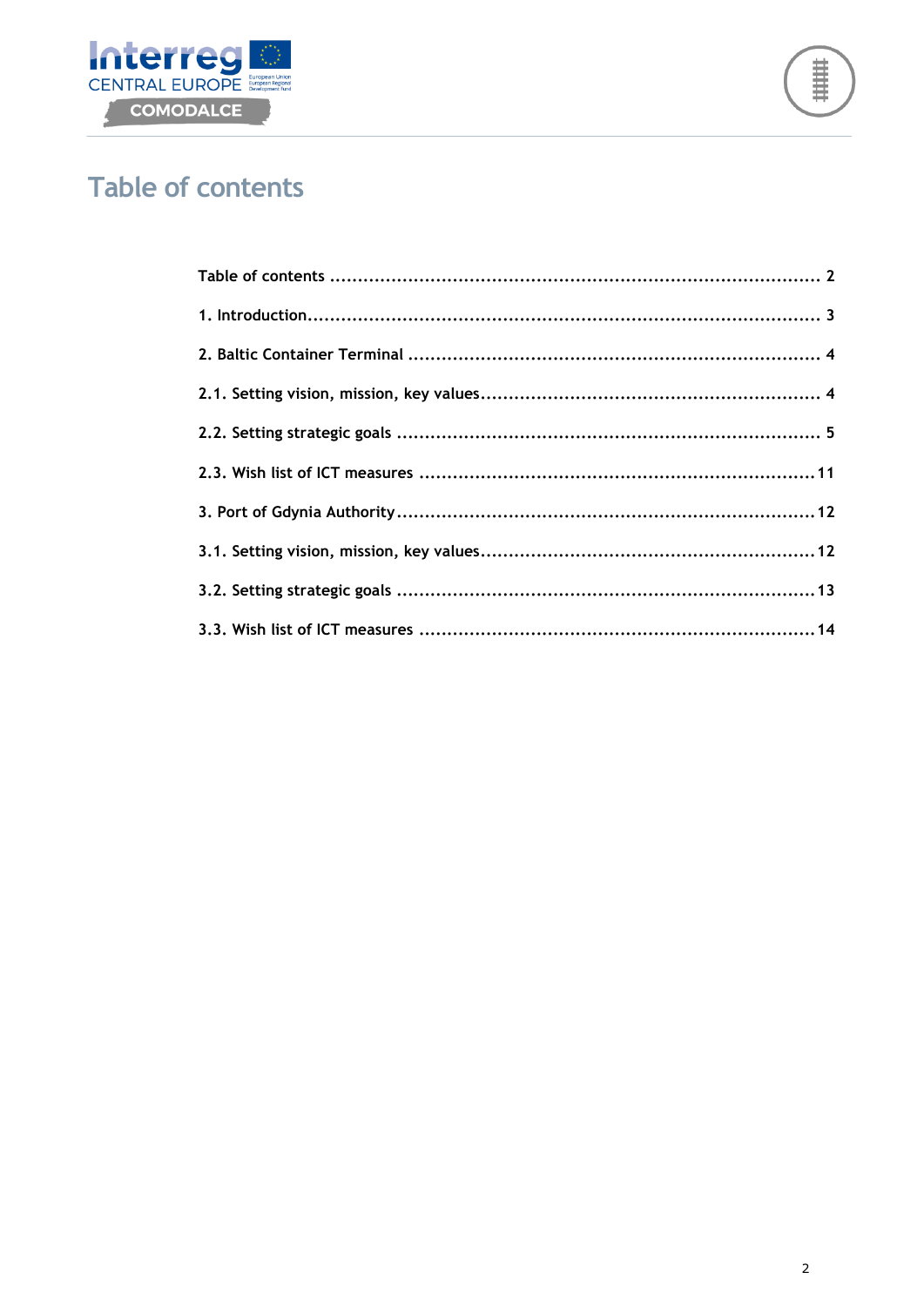# Table of contents

Table of contents ........................................................................................ 2

1. Introduction.............................................................................................. 3

2. Baltic Container Terminal ........................................................................... 4

2.1. Setting vision, mission, key values............................................................. 4

2.2. Setting strategic goals ............................................................................. 5

2.3. Wish list of ICT measures ........................................................................ 11

3. Port of Gdynia Authority............................................................................ 12

3.1. Setting vision, mission, key values............................................................ 12

3.2. Setting strategic goals ............................................................................ 13

3.3. Wish list of ICT measures ........................................................................ 14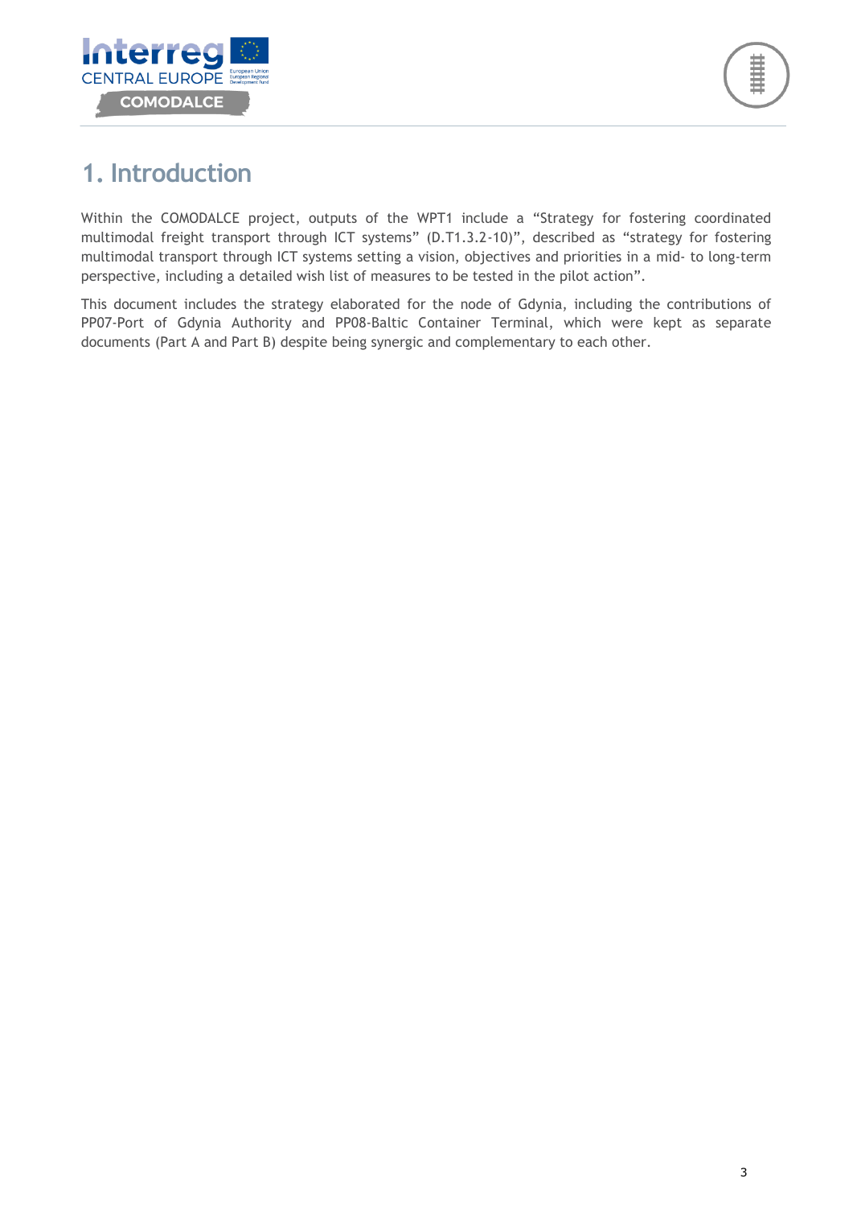# 1. Introduction

Within the COMODALCE project, outputs of the WPT1 include a “Strategy for fostering coordinated multimodal freight transport through ICT systems” (D.T1.3.2-10)”, described as “strategy for fostering multimodal transport through ICT systems setting a vision, objectives and priorities in a mid- to long-term perspective, including a detailed wish list of measures to be tested in the pilot action”.

This document includes the strategy elaborated for the node of Gdynia, including the contributions of PP07-Port of Gdynia Authority and PP08-Baltic Container Terminal, which were kept as separate documents (Part A and Part B) despite being synergic and complementary to each other.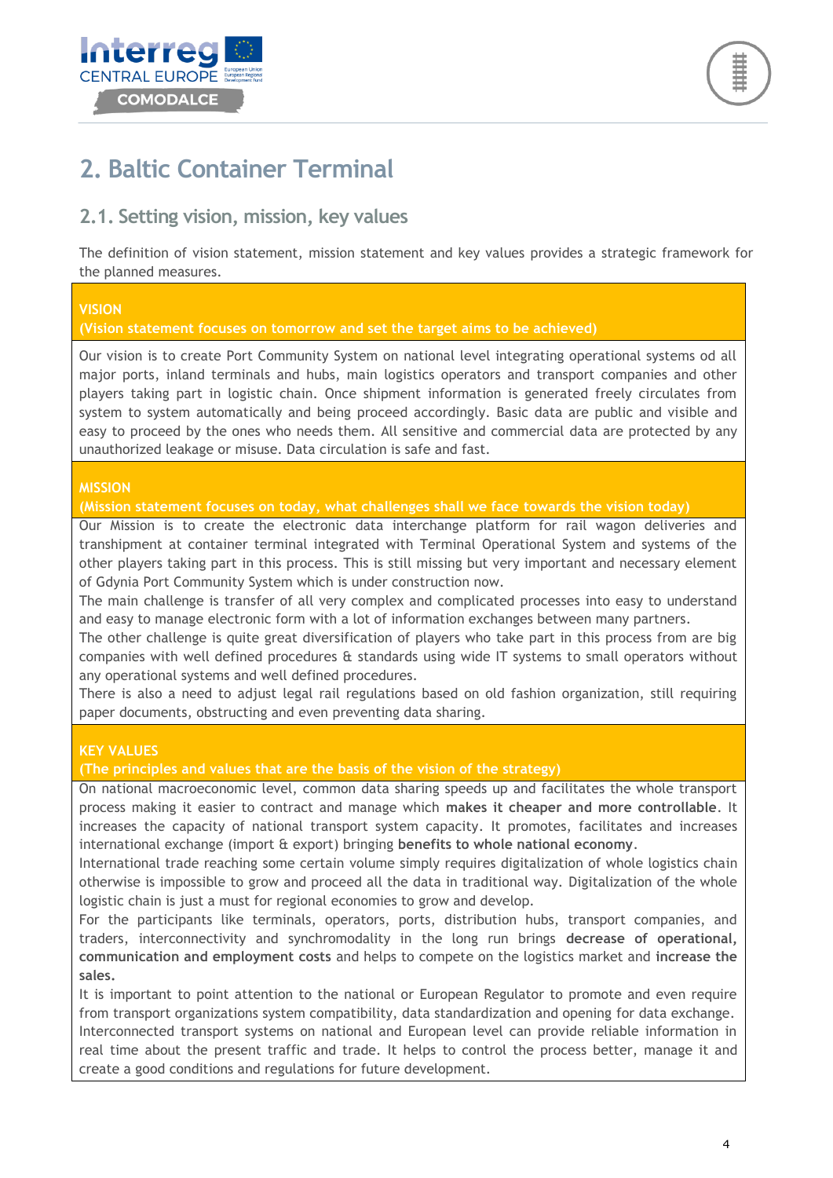# 2. Baltic Container Terminal

## 2.1. Setting vision, mission, key values

The definition of vision statement, mission statement and key values provides a strategic framework for the planned measures.

| VISION<br>(Vision statement focuses on tomorrow and set the target aims to be achieved) |
|---|
| Our vision is to create Port Community System on national level integrating operational systems od all major ports, inland terminals and hubs, main logistics operators and transport companies and other players taking part in logistic chain. Once shipment information is generated freely circulates from system to system automatically and being proceed accordingly. Basic data are public and visible and easy to proceed by the ones who needs them. All sensitive and commercial data are protected by any unauthorized leakage or misuse. Data circulation is safe and fast. |
| **MISSION<br>(Mission statement focuses on today, what challenges shall we face towards the vision today)** |
| Our Mission is to create the electronic data interchange platform for rail wagon deliveries and transhipment at container terminal integrated with Terminal Operational System and systems of the other players taking part in this process. This is still missing but very important and necessary element of Gdynia Port Community System which is under construction now.<br>The main challenge is transfer of all very complex and complicated processes into easy to understand and easy to manage electronic form with a lot of information exchanges between many partners.<br>The other challenge is quite great diversification of players who take part in this process from are big companies with well defined procedures & standards using wide IT systems to small operators without any operational systems and well defined procedures.<br>There is also a need to adjust legal rail regulations based on old fashion organization, still requiring paper documents, obstructing and even preventing data sharing. |
| **KEY VALUES<br>(The principles and values that are the basis of the vision of the strategy)** |
| On national macroeconomic level, common data sharing speeds up and facilitates the whole transport process making it easier to contract and manage which **makes it cheaper and more controllable**. It increases the capacity of national transport system capacity. It promotes, facilitates and increases international exchange (import & export) bringing **benefits to whole national economy**.<br>International trade reaching some certain volume simply requires digitalization of whole logistics chain otherwise is impossible to grow and proceed all the data in traditional way. Digitalization of the whole logistic chain is just a must for regional economies to grow and develop.<br>For the participants like terminals, operators, ports, distribution hubs, transport companies, and traders, interconnectivity and synchromodality in the long run brings **decrease of operational, communication and employment costs** and helps to compete on the logistics market and **increase the sales.**<br>It is important to point attention to the national or European Regulator to promote and even require from transport organizations system compatibility, data standardization and opening for data exchange. Interconnected transport systems on national and European level can provide reliable information in real time about the present traffic and trade. It helps to control the process better, manage it and create a good conditions and regulations for future development. |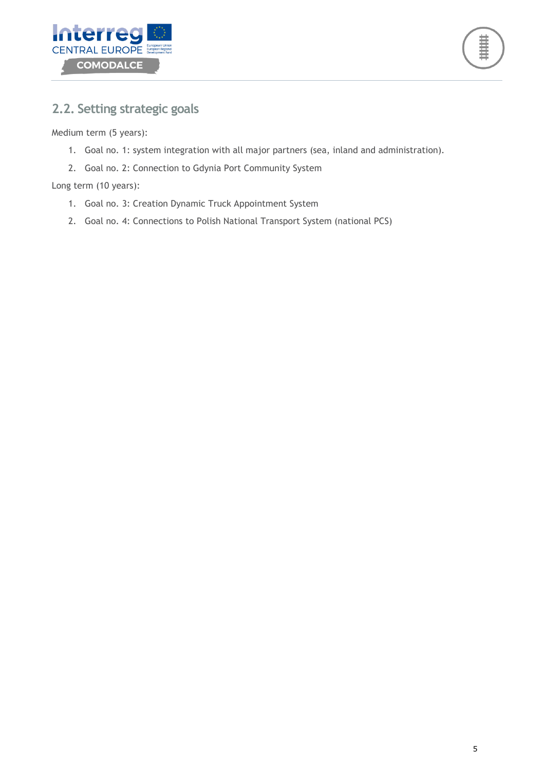## 2.2. Setting strategic goals

Medium term (5 years):

1. Goal no. 1: system integration with all major partners (sea, inland and administration).
2. Goal no. 2: Connection to Gdynia Port Community System

Long term (10 years):

1. Goal no. 3: Creation Dynamic Truck Appointment System
2. Goal no. 4: Connections to Polish National Transport System (national PCS)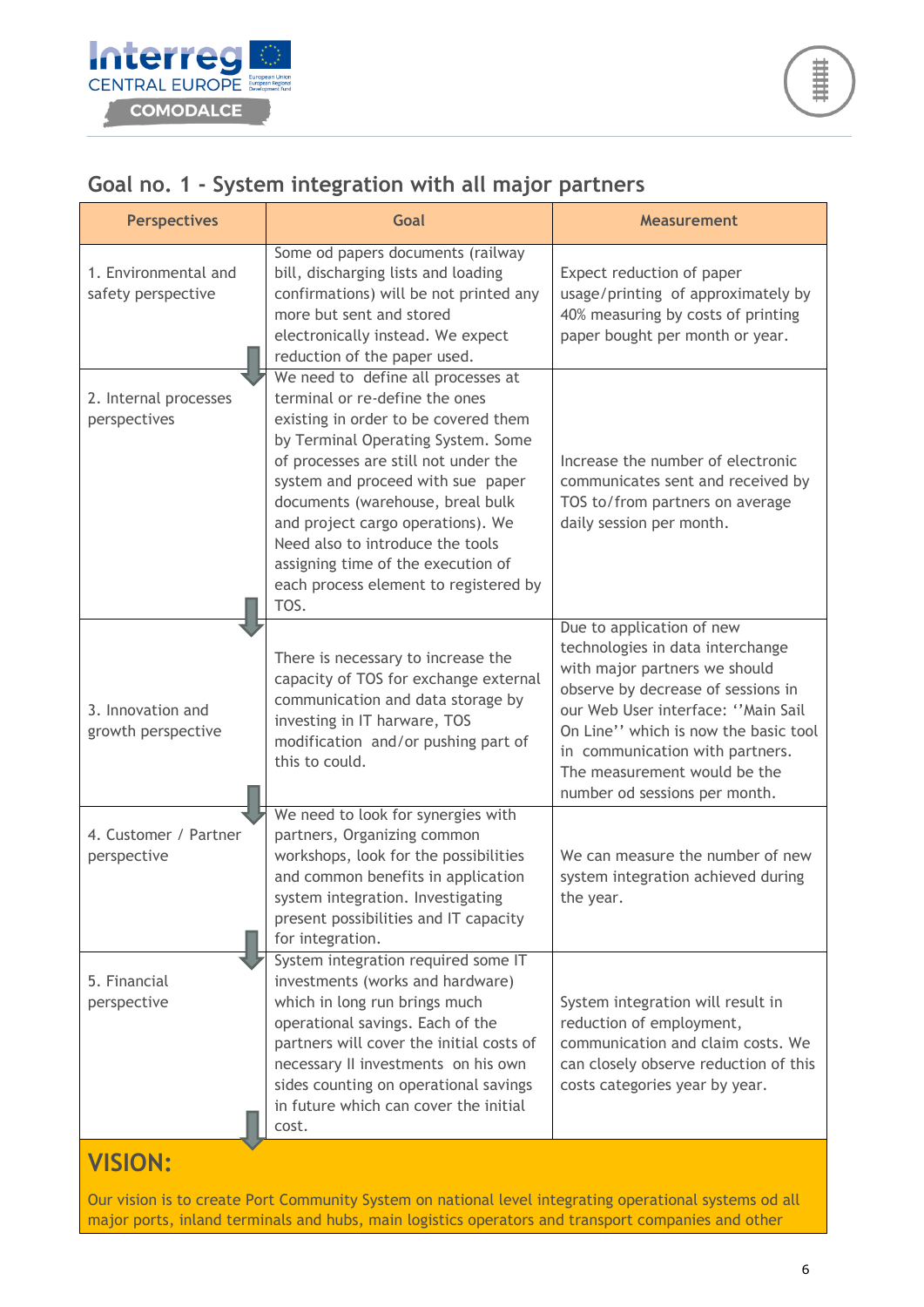## Goal no. 1 - System integration with all major partners

| Perspectives | Goal | Measurement |
|---|---|---|
| 1. Environmental and safety perspective | Some od papers documents (railway bill, discharging lists and loading confirmations) will be not printed any more but sent and stored electronically instead. We expect reduction of the paper used. | Expect reduction of paper usage/printing of approximately by 40% measuring by costs of printing paper bought per month or year. |
| 2. Internal processes perspectives | We need to define all processes at terminal or re-define the ones existing in order to be covered them by Terminal Operating System. Some of processes are still not under the system and proceed with sue paper documents (warehouse, breal bulk and project cargo operations). We Need also to introduce the tools assigning time of the execution of each process element to registered by TOS. | Increase the number of electronic communicates sent and received by TOS to/from partners on average daily session per month. |
| 3. Innovation and growth perspective | There is necessary to increase the capacity of TOS for exchange external communication and data storage by investing in IT harware, TOS modification and/or pushing part of this to could. | Due to application of new technologies in data interchange with major partners we should observe by decrease of sessions in our Web User interface: ''Main Sail On Line'' which is now the basic tool in communication with partners. The measurement would be the number od sessions per month. |
| 4. Customer / Partner perspective | We need to look for synergies with partners, Organizing common workshops, look for the possibilities and common benefits in application system integration. Investigating present possibilities and IT capacity for integration. | We can measure the number of new system integration achieved during the year. |
| 5. Financial perspective | System integration required some IT investments (works and hardware) which in long run brings much operational savings. Each of the partners will cover the initial costs of necessary II investments on his own sides counting on operational savings in future which can cover the initial cost. | System integration will result in reduction of employment, communication and claim costs. We can closely observe reduction of this costs categories year by year. |

**VISION:**

Our vision is to create Port Community System on national level integrating operational systems od all major ports, inland terminals and hubs, main logistics operators and transport companies and other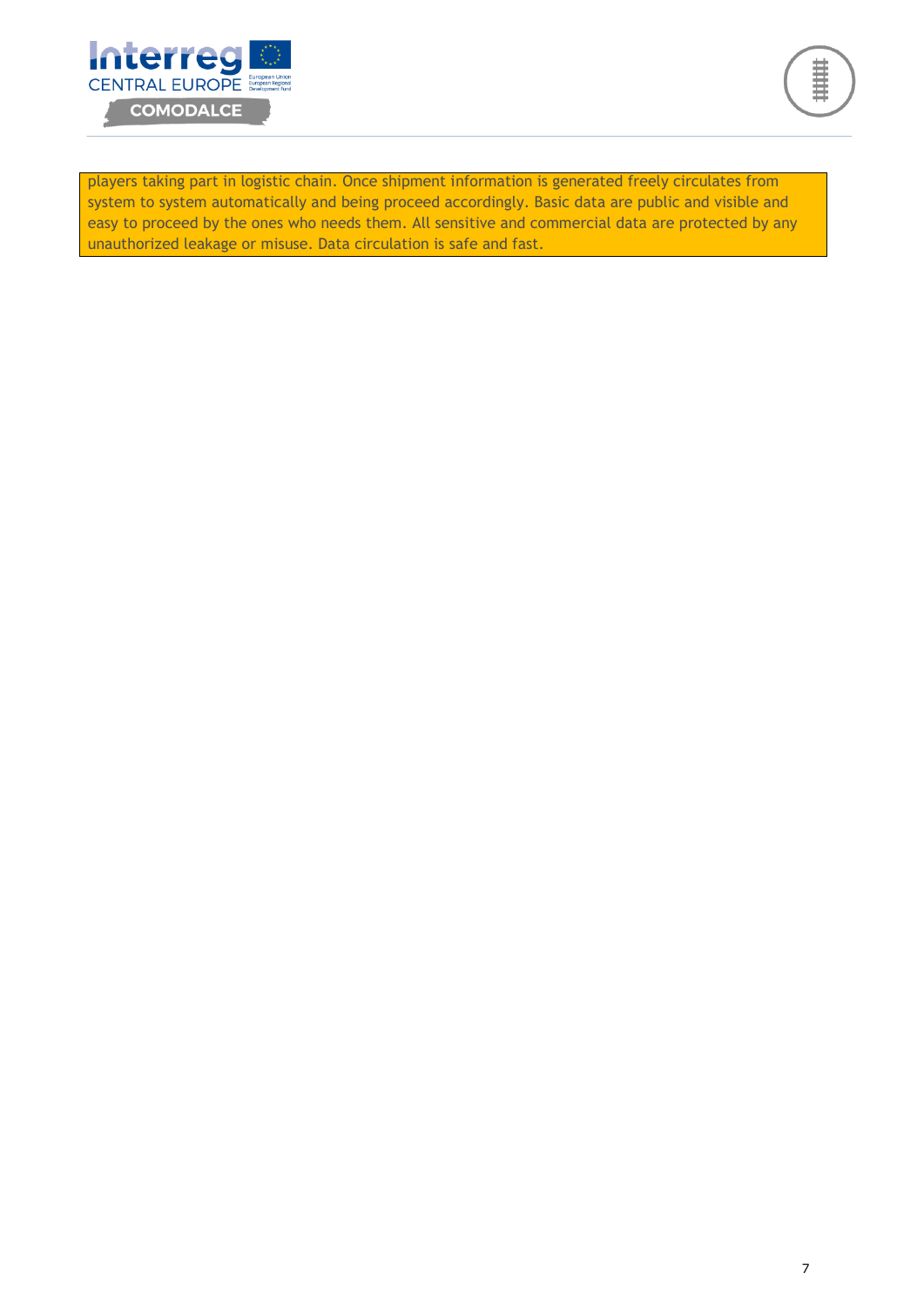players taking part in logistic chain. Once shipment information is generated freely circulates from system to system automatically and being proceed accordingly. Basic data are public and visible and easy to proceed by the ones who needs them. All sensitive and commercial data are protected by any unauthorized leakage or misuse. Data circulation is safe and fast.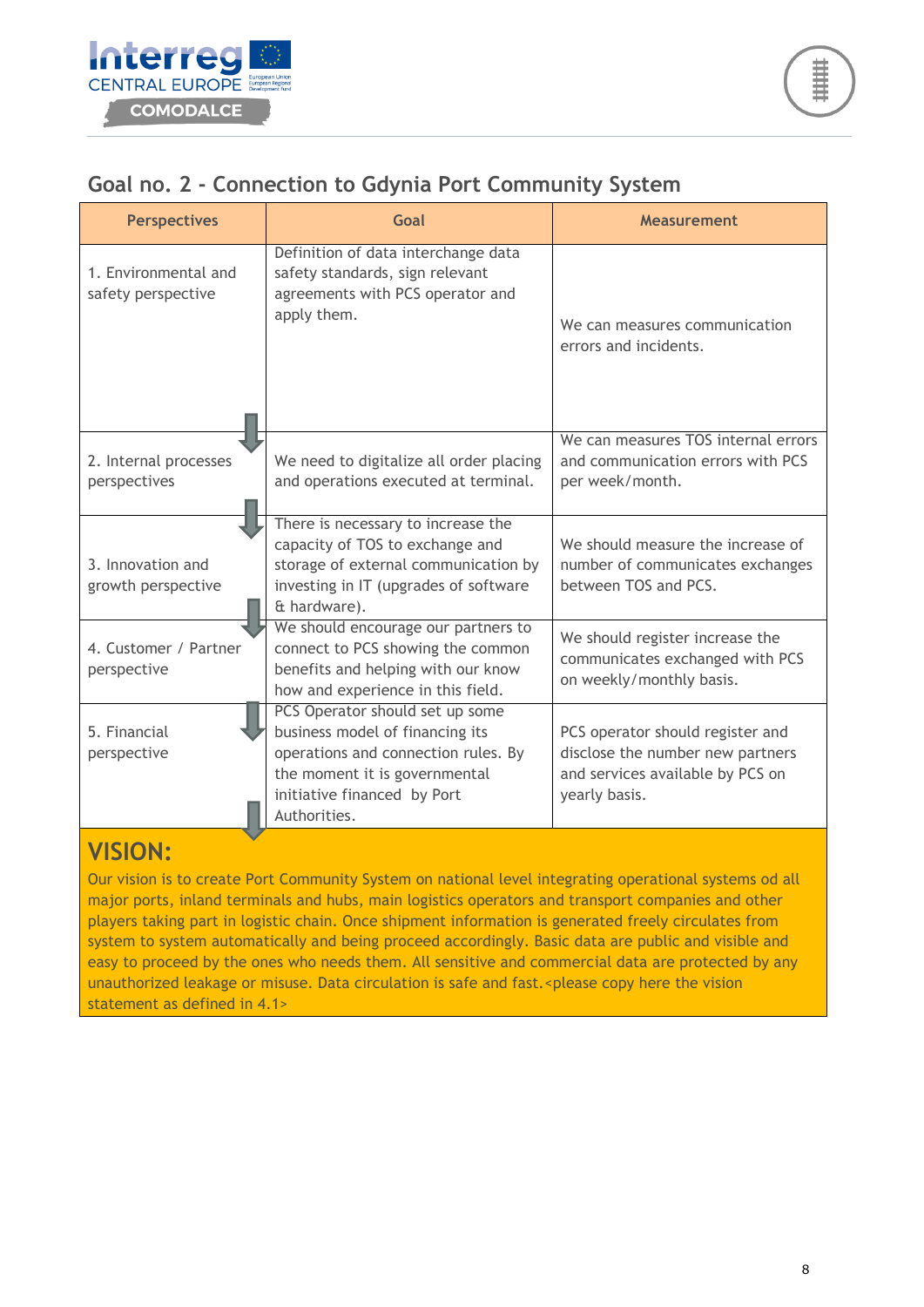## Goal no. 2 - Connection to Gdynia Port Community System

| Perspectives | Goal | Measurement |
|---|---|---|
| 1. Environmental and safety perspective | Definition of data interchange data safety standards, sign relevant agreements with PCS operator and apply them. | We can measures communication errors and incidents. |
| 2. Internal processes perspectives | We need to digitalize all order placing and operations executed at terminal. | We can measures TOS internal errors and communication errors with PCS per week/month. |
| 3. Innovation and growth perspective | There is necessary to increase the capacity of TOS to exchange and storage of external communication by investing in IT (upgrades of software & hardware). | We should measure the increase of number of communicates exchanges between TOS and PCS. |
| 4. Customer / Partner perspective | We should encourage our partners to connect to PCS showing the common benefits and helping with our know how and experience in this field. | We should register increase the communicates exchanged with PCS on weekly/monthly basis. |
| 5. Financial perspective | PCS Operator should set up some business model of financing its operations and connection rules. By the moment it is governmental initiative financed by Port Authorities. | PCS operator should register and disclose the number new partners and services available by PCS on yearly basis. |

**VISION:**

Our vision is to create Port Community System on national level integrating operational systems od all major ports, inland terminals and hubs, main logistics operators and transport companies and other players taking part in logistic chain. Once shipment information is generated freely circulates from system to system automatically and being proceed accordingly. Basic data are public and visible and easy to proceed by the ones who needs them. All sensitive and commercial data are protected by any unauthorized leakage or misuse. Data circulation is safe and fast.<please copy here the vision statement as defined in 4.1>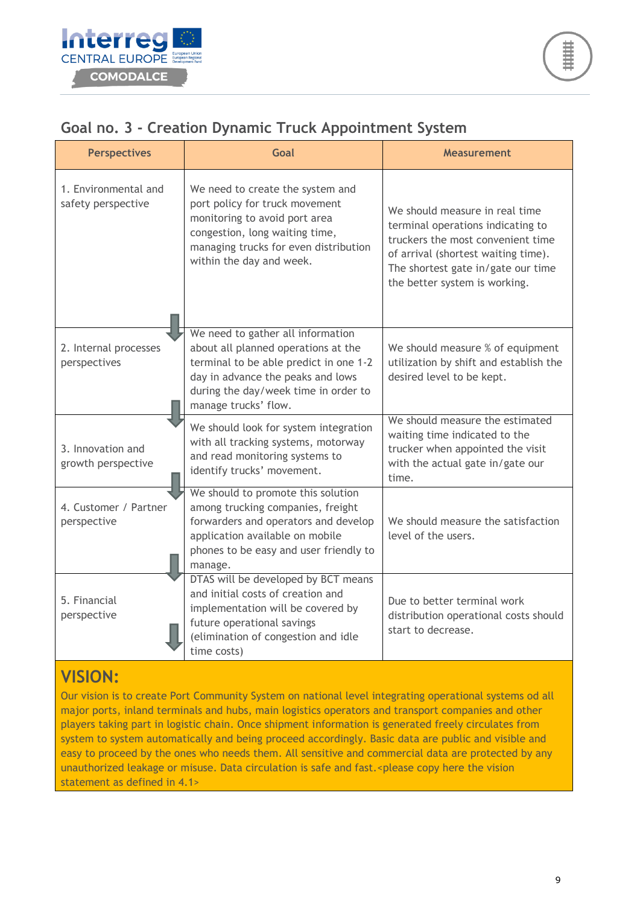## Goal no. 3 - Creation Dynamic Truck Appointment System

| Perspectives | Goal | Measurement |
|---|---|---|
| 1. Environmental and safety perspective | We need to create the system and port policy for truck movement monitoring to avoid port area congestion, long waiting time, managing trucks for even distribution within the day and week. | We should measure in real time terminal operations indicating to truckers the most convenient time of arrival (shortest waiting time). The shortest gate in/gate our time the better system is working. |
| 2. Internal processes perspectives | We need to gather all information about all planned operations at the terminal to be able predict in one 1-2 day in advance the peaks and lows during the day/week time in order to manage trucks' flow. | We should measure % of equipment utilization by shift and establish the desired level to be kept. |
| 3. Innovation and growth perspective | We should look for system integration with all tracking systems, motorway and read monitoring systems to identify trucks' movement. | We should measure the estimated waiting time indicated to the trucker when appointed the visit with the actual gate in/gate our time. |
| 4. Customer / Partner perspective | We should to promote this solution among trucking companies, freight forwarders and operators and develop application available on mobile phones to be easy and user friendly to manage. | We should measure the satisfaction level of the users. |
| 5. Financial perspective | DTAS will be developed by BCT means and initial costs of creation and implementation will be covered by future operational savings (elimination of congestion and idle time costs) | Due to better terminal work distribution operational costs should start to decrease. |

## VISION:

Our vision is to create Port Community System on national level integrating operational systems od all major ports, inland terminals and hubs, main logistics operators and transport companies and other players taking part in logistic chain. Once shipment information is generated freely circulates from system to system automatically and being proceed accordingly. Basic data are public and visible and easy to proceed by the ones who needs them. All sensitive and commercial data are protected by any unauthorized leakage or misuse. Data circulation is safe and fast.<please copy here the vision statement as defined in 4.1>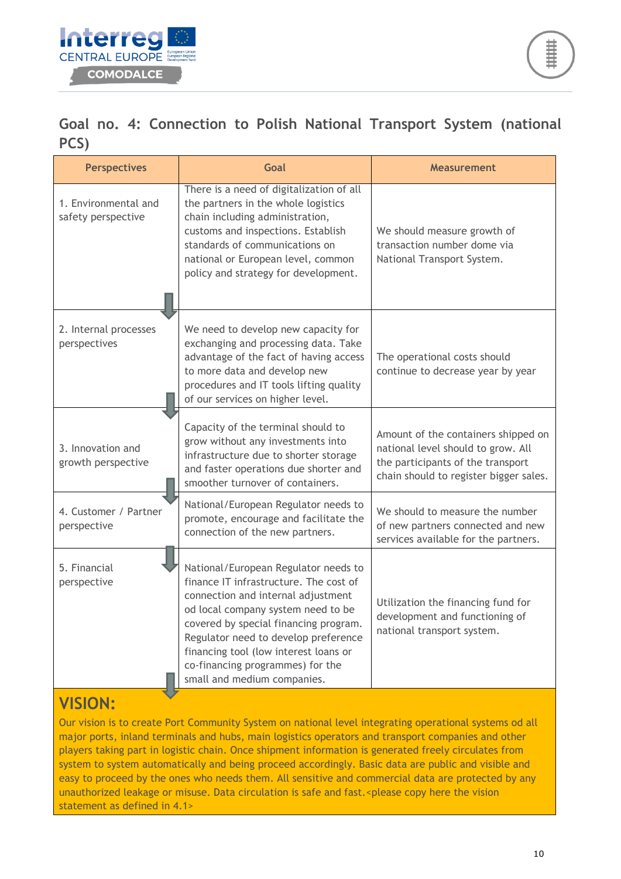## Goal no. 4: Connection to Polish National Transport System (national PCS)

| Perspectives | Goal | Measurement |
|---|---|---|
| 1. Environmental and safety perspective | There is a need of digitalization of all the partners in the whole logistics chain including administration, customs and inspections. Establish standards of communications on national or European level, common policy and strategy for development. | We should measure growth of transaction number dome via National Transport System. |
| 2. Internal processes perspectives | We need to develop new capacity for exchanging and processing data. Take advantage of the fact of having access to more data and develop new procedures and IT tools lifting quality of our services on higher level. | The operational costs should continue to decrease year by year |
| 3. Innovation and growth perspective | Capacity of the terminal should to grow without any investments into infrastructure due to shorter storage and faster operations due shorter and smoother turnover of containers. | Amount of the containers shipped on national level should to grow. All the participants of the transport chain should to register bigger sales. |
| 4. Customer / Partner perspective | National/European Regulator needs to promote, encourage and facilitate the connection of the new partners. | We should to measure the number of new partners connected and new services available for the partners. |
| 5. Financial perspective | National/European Regulator needs to finance IT infrastructure. The cost of connection and internal adjustment od local company system need to be covered by special financing program. Regulator need to develop preference financing tool (low interest loans or co-financing programmes) for the small and medium companies. | Utilization the financing fund for development and functioning of national transport system. |

**VISION:**

Our vision is to create Port Community System on national level integrating operational systems od all major ports, inland terminals and hubs, main logistics operators and transport companies and other players taking part in logistic chain. Once shipment information is generated freely circulates from system to system automatically and being proceed accordingly. Basic data are public and visible and easy to proceed by the ones who needs them. All sensitive and commercial data are protected by any unauthorized leakage or misuse. Data circulation is safe and fast.<please copy here the vision statement as defined in 4.1>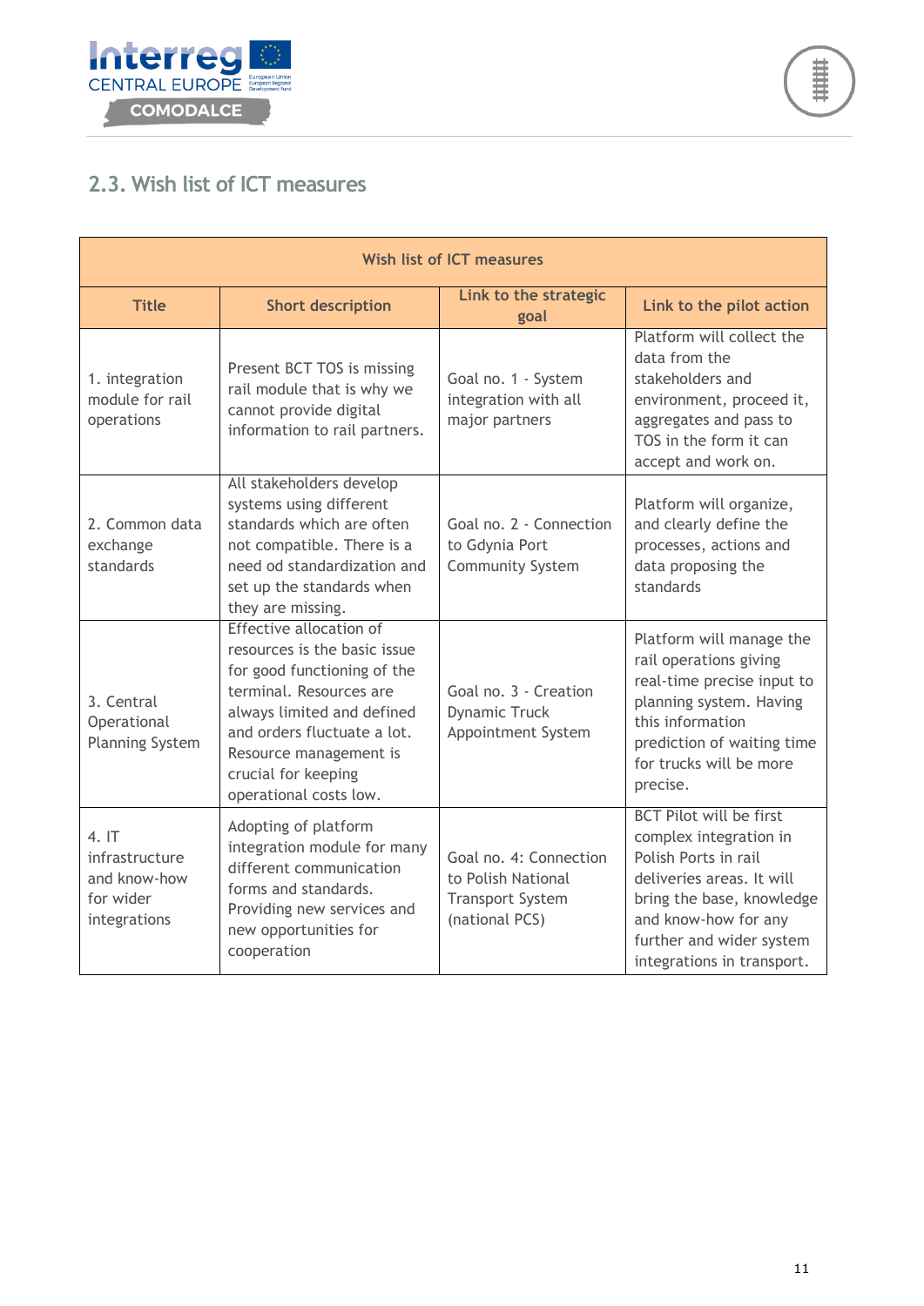## 2.3. Wish list of ICT measures

| Wish list of ICT measures | | | |
|---|---|---|---|
| **Title** | **Short description** | **Link to the strategic goal** | **Link to the pilot action** |
| 1. integration module for rail operations | Present BCT TOS is missing rail module that is why we cannot provide digital information to rail partners. | Goal no. 1 - System integration with all major partners | Platform will collect the data from the stakeholders and environment, proceed it, aggregates and pass to TOS in the form it can accept and work on. |
| 2. Common data exchange standards | All stakeholders develop systems using different standards which are often not compatible. There is a need od standardization and set up the standards when they are missing. | Goal no. 2 - Connection to Gdynia Port Community System | Platform will organize, and clearly define the processes, actions and data proposing the standards |
| 3. Central Operational Planning System | Effective allocation of resources is the basic issue for good functioning of the terminal. Resources are always limited and defined and orders fluctuate a lot. Resource management is crucial for keeping operational costs low. | Goal no. 3 - Creation Dynamic Truck Appointment System | Platform will manage the rail operations giving real-time precise input to planning system. Having this information prediction of waiting time for trucks will be more precise. |
| 4. IT infrastructure and know-how for wider integrations | Adopting of platform integration module for many different communication forms and standards. Providing new services and new opportunities for cooperation | Goal no. 4: Connection to Polish National Transport System (national PCS) | BCT Pilot will be first complex integration in Polish Ports in rail deliveries areas. It will bring the base, knowledge and know-how for any further and wider system integrations in transport. |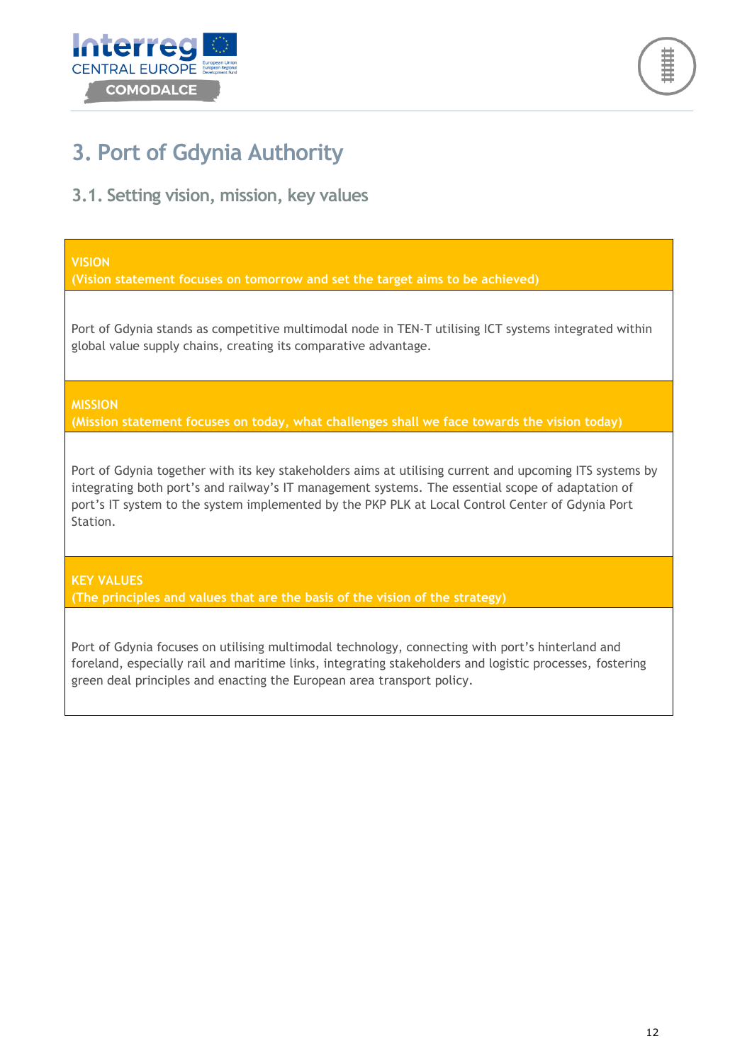# 3. Port of Gdynia Authority

## 3.1. Setting vision, mission, key values

| VISION<br>(Vision statement focuses on tomorrow and set the target aims to be achieved) |
|---|
| Port of Gdynia stands as competitive multimodal node in TEN-T utilising ICT systems integrated within global value supply chains, creating its comparative advantage. |
| **MISSION**<br>**(Mission statement focuses on today, what challenges shall we face towards the vision today)** |
| Port of Gdynia together with its key stakeholders aims at utilising current and upcoming ITS systems by integrating both port's and railway's IT management systems. The essential scope of adaptation of port's IT system to the system implemented by the PKP PLK at Local Control Center of Gdynia Port Station. |
| **KEY VALUES**<br>**(The principles and values that are the basis of the vision of the strategy)** |
| Port of Gdynia focuses on utilising multimodal technology, connecting with port's hinterland and foreland, especially rail and maritime links, integrating stakeholders and logistic processes, fostering green deal principles and enacting the European area transport policy. |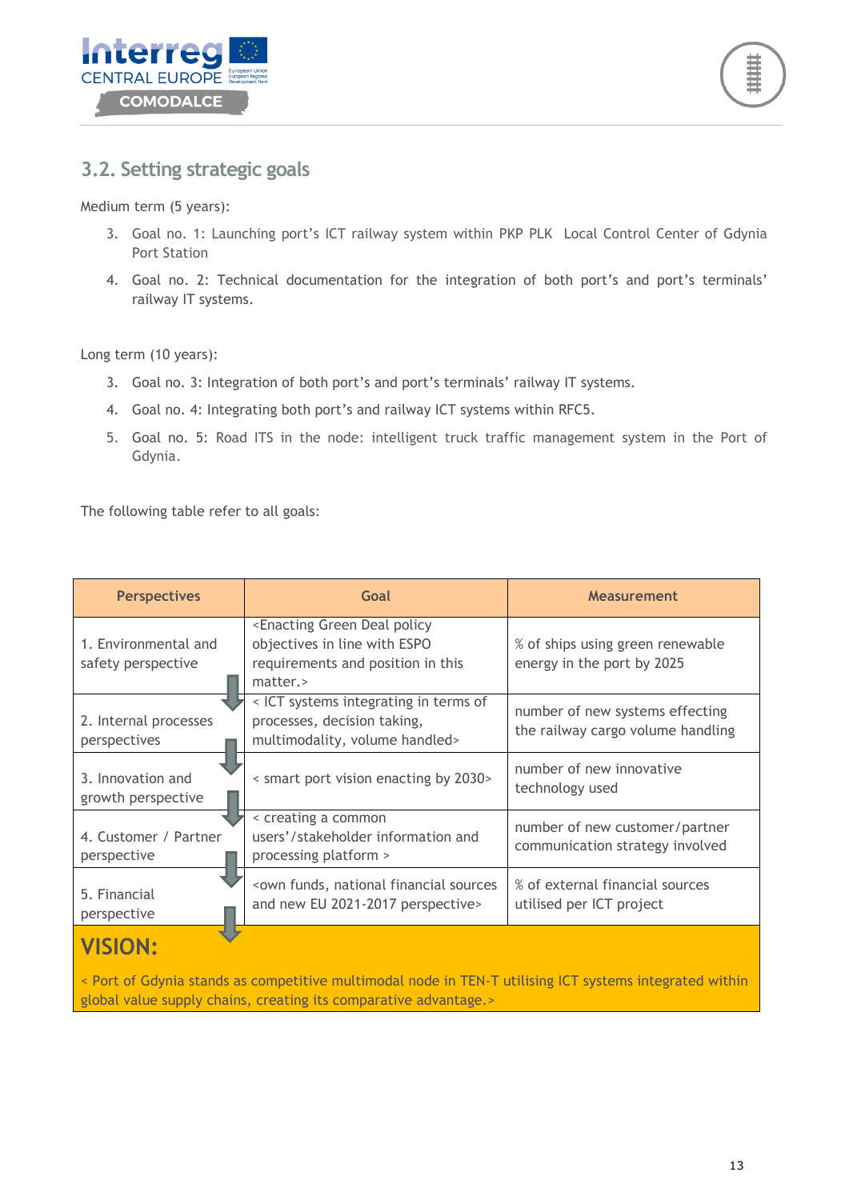## 3.2. Setting strategic goals

Medium term (5 years):

3. Goal no. 1: Launching port's ICT railway system within PKP PLK Local Control Center of Gdynia Port Station
4. Goal no. 2: Technical documentation for the integration of both port's and port's terminals' railway IT systems.

Long term (10 years):

3. Goal no. 3: Integration of both port's and port's terminals' railway IT systems.
4. Goal no. 4: Integrating both port's and railway ICT systems within RFC5.
5. Goal no. 5: Road ITS in the node: intelligent truck traffic management system in the Port of Gdynia.

The following table refer to all goals:

| Perspectives | Goal | Measurement |
|---|---|---|
| 1. Environmental and safety perspective | <Enacting Green Deal policy objectives in line with ESPO requirements and position in this matter.> | % of ships using green renewable energy in the port by 2025 |
| 2. Internal processes perspectives | < ICT systems integrating in terms of processes, decision taking, multimodality, volume handled> | number of new systems effecting the railway cargo volume handling |
| 3. Innovation and growth perspective | < smart port vision enacting by 2030> | number of new innovative technology used |
| 4. Customer / Partner perspective | < creating a common users'/stakeholder information and processing platform > | number of new customer/partner communication strategy involved |
| 5. Financial perspective | <own funds, national financial sources and new EU 2021-2017 perspective> | % of external financial sources utilised per ICT project |

**VISION:**

< Port of Gdynia stands as competitive multimodal node in TEN-T utilising ICT systems integrated within global value supply chains, creating its comparative advantage.>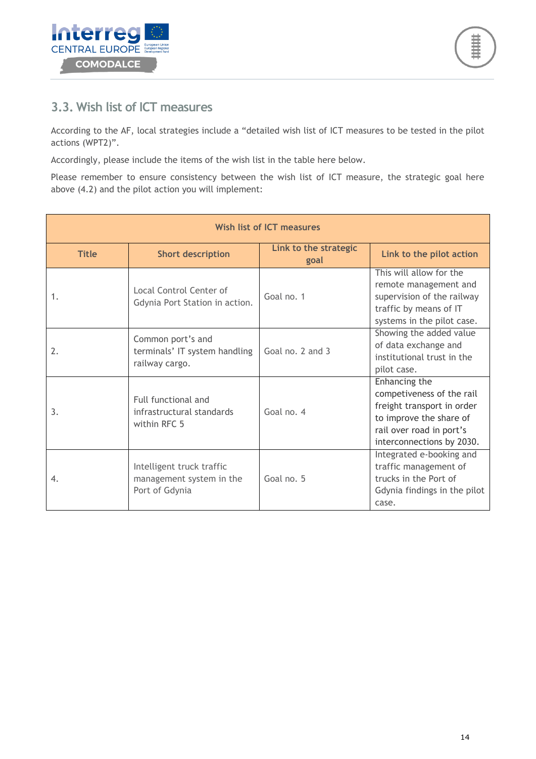## 3.3. Wish list of ICT measures

According to the AF, local strategies include a "detailed wish list of ICT measures to be tested in the pilot actions (WPT2)".

Accordingly, please include the items of the wish list in the table here below.

Please remember to ensure consistency between the wish list of ICT measure, the strategic goal here above (4.2) and the pilot action you will implement:

| Wish list of ICT measures | | | |
|---|---|---|---|
| **Title** | **Short description** | **Link to the strategic goal** | **Link to the pilot action** |
| 1. | Local Control Center of Gdynia Port Station in action. | Goal no. 1 | This will allow for the remote management and supervision of the railway traffic by means of IT systems in the pilot case. |
| 2. | Common port's and terminals' IT system handling railway cargo. | Goal no. 2 and 3 | Showing the added value of data exchange and institutional trust in the pilot case. |
| 3. | Full functional and infrastructural standards within RFC 5 | Goal no. 4 | Enhancing the competiveness of the rail freight transport in order to improve the share of rail over road in port's interconnections by 2030. |
| 4. | Intelligent truck traffic management system in the Port of Gdynia | Goal no. 5 | Integrated e-booking and traffic management of trucks in the Port of Gdynia findings in the pilot case. |